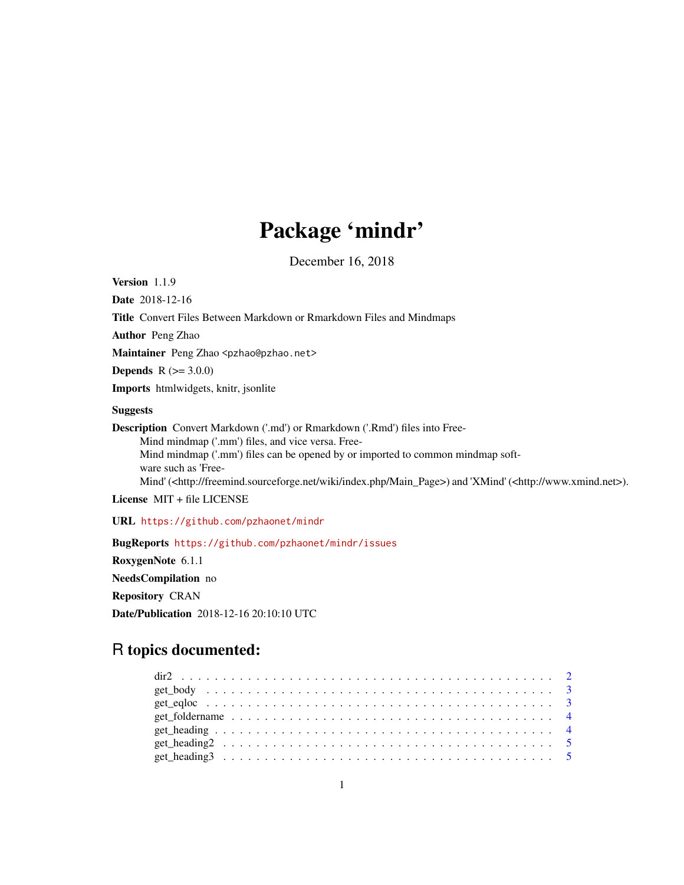# Package 'mindr'

December 16, 2018

**Version** 1.1.9

**Date** 2018-12-16

**Title** Convert Files Between Markdown or Rmarkdown Files and Mindmaps

**Author** Peng Zhao

**Maintainer** Peng Zhao <pzhao@pzhao.net>

**Depends** R (>= 3.0.0)

**Imports** htmlwidgets, knitr, jsonlite

**Suggests**

**Description** Convert Markdown ('.md') or Rmarkdown ('.Rmd') files into FreeMind mindmap ('.mm') files, and vice versa. FreeMind mindmap ('.mm') files can be opened by or imported to common mindmap software such as 'FreeMind' (<http://freemind.sourceforge.net/wiki/index.php/Main_Page>) and 'XMind' (<http://www.xmind.net>).

**License** MIT + file LICENSE

**URL** https://github.com/pzhaonet/mindr

**BugReports** https://github.com/pzhaonet/mindr/issues

**RoxygenNote** 6.1.1

**NeedsCompilation** no

**Repository** CRAN

**Date/Publication** 2018-12-16 20:10:10 UTC

## R topics documented:

- dir2 . . . . . . . . . . 2
- get_body . . . . . . . . . . 3
- get_eqloc . . . . . . . . . . 3
- get_foldername . . . . . . . . . . 4
- get_heading . . . . . . . . . . 4
- get_heading2 . . . . . . . . . . 5
- get_heading3 . . . . . . . . . . 5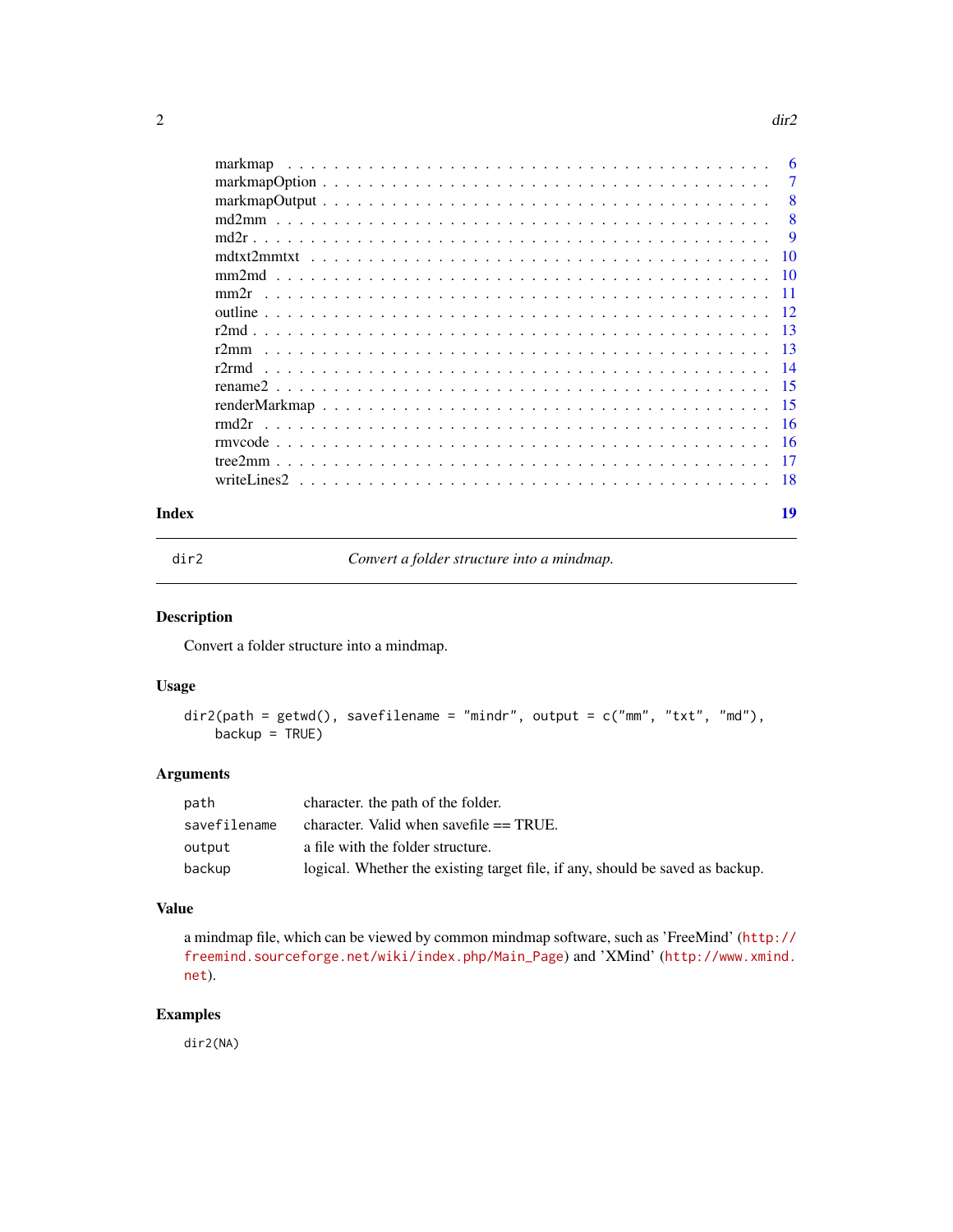markmap . . . . . . . . . . . . . . . . . . . . . . . . . . . . . . . . . . . . . . . . 6
markmapOption . . . . . . . . . . . . . . . . . . . . . . . . . . . . . . . . . . . . . 7
markmapOutput . . . . . . . . . . . . . . . . . . . . . . . . . . . . . . . . . . . . . 8
md2mm . . . . . . . . . . . . . . . . . . . . . . . . . . . . . . . . . . . . . . . . . 8
md2r . . . . . . . . . . . . . . . . . . . . . . . . . . . . . . . . . . . . . . . . . . 9
mdtxt2mmtxt . . . . . . . . . . . . . . . . . . . . . . . . . . . . . . . . . . . . . . 10
mm2md . . . . . . . . . . . . . . . . . . . . . . . . . . . . . . . . . . . . . . . . . 10
mm2r . . . . . . . . . . . . . . . . . . . . . . . . . . . . . . . . . . . . . . . . . . 11
outline . . . . . . . . . . . . . . . . . . . . . . . . . . . . . . . . . . . . . . . . . 12
r2md . . . . . . . . . . . . . . . . . . . . . . . . . . . . . . . . . . . . . . . . . . 13
r2mm . . . . . . . . . . . . . . . . . . . . . . . . . . . . . . . . . . . . . . . . . . 13
r2rmd . . . . . . . . . . . . . . . . . . . . . . . . . . . . . . . . . . . . . . . . . . 14
rename2 . . . . . . . . . . . . . . . . . . . . . . . . . . . . . . . . . . . . . . . . . 15
renderMarkmap . . . . . . . . . . . . . . . . . . . . . . . . . . . . . . . . . . . . . 15
rmd2r . . . . . . . . . . . . . . . . . . . . . . . . . . . . . . . . . . . . . . . . . . 16
rmvcode . . . . . . . . . . . . . . . . . . . . . . . . . . . . . . . . . . . . . . . . . 16
tree2mm . . . . . . . . . . . . . . . . . . . . . . . . . . . . . . . . . . . . . . . . . 17
writeLines2 . . . . . . . . . . . . . . . . . . . . . . . . . . . . . . . . . . . . . . . 18

**Index** **19**

---

## dir2 — *Convert a folder structure into a mindmap.*

### Description

Convert a folder structure into a mindmap.

### Usage

```
dir2(path = getwd(), savefilename = "mindr", output = c("mm", "txt", "md"),
    backup = TRUE)
```

### Arguments

| | |
|---|---|
| `path` | character. the path of the folder. |
| `savefilename` | character. Valid when savefile == TRUE. |
| `output` | a file with the folder structure. |
| `backup` | logical. Whether the existing target file, if any, should be saved as backup. |

### Value

a mindmap file, which can be viewed by common mindmap software, such as 'FreeMind' (http://freemind.sourceforge.net/wiki/index.php/Main_Page) and 'XMind' (http://www.xmind.net).

### Examples

```
dir2(NA)
```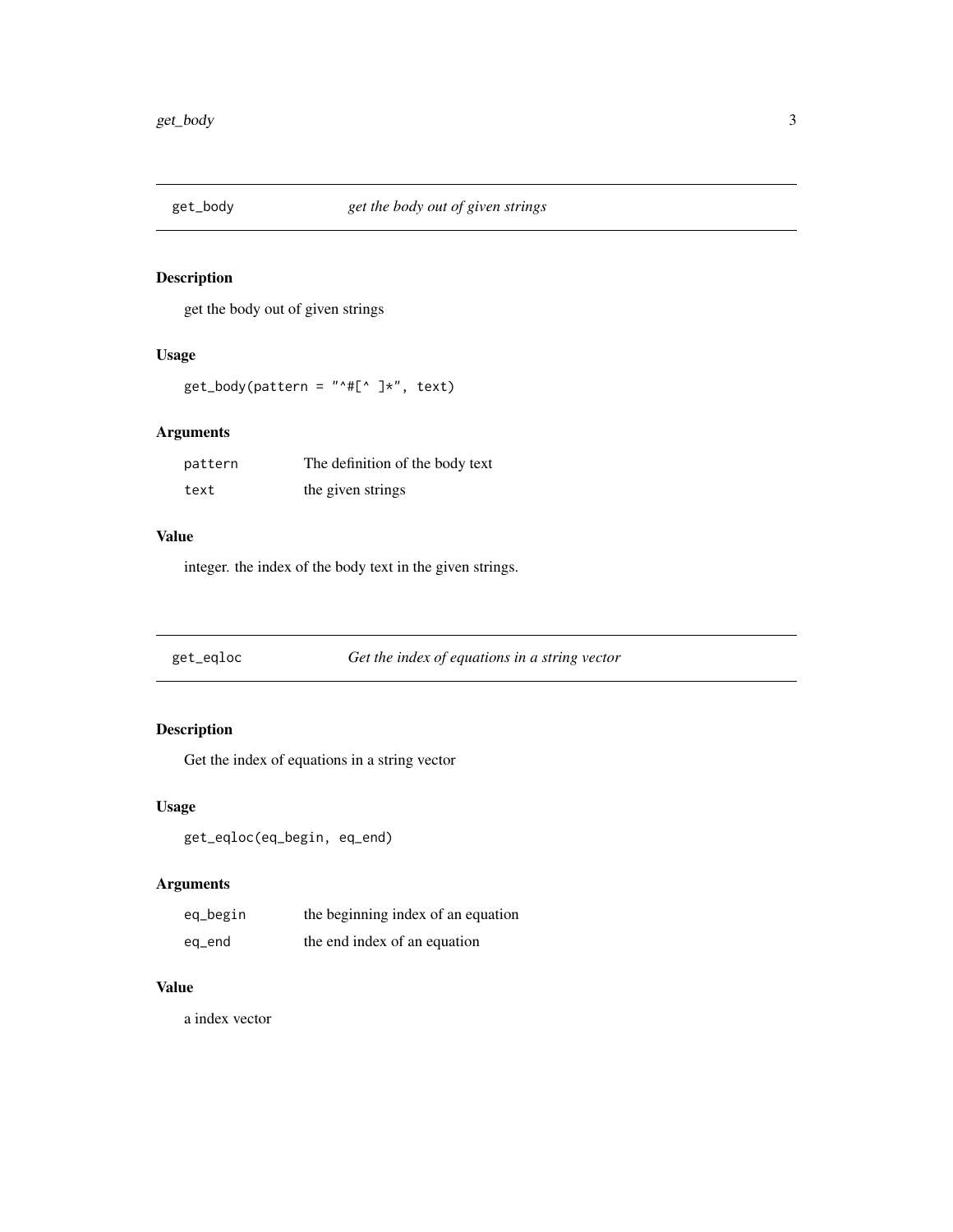## get_body *get the body out of given strings*

### Description

get the body out of given strings

### Usage

```
get_body(pattern = "^#[^ ]*", text)
```

### Arguments

| | |
|---|---|
| pattern | The definition of the body text |
| text | the given strings |

### Value

integer. the index of the body text in the given strings.

## get_eqloc *Get the index of equations in a string vector*

### Description

Get the index of equations in a string vector

### Usage

```
get_eqloc(eq_begin, eq_end)
```

### Arguments

| | |
|---|---|
| eq_begin | the beginning index of an equation |
| eq_end | the end index of an equation |

### Value

a index vector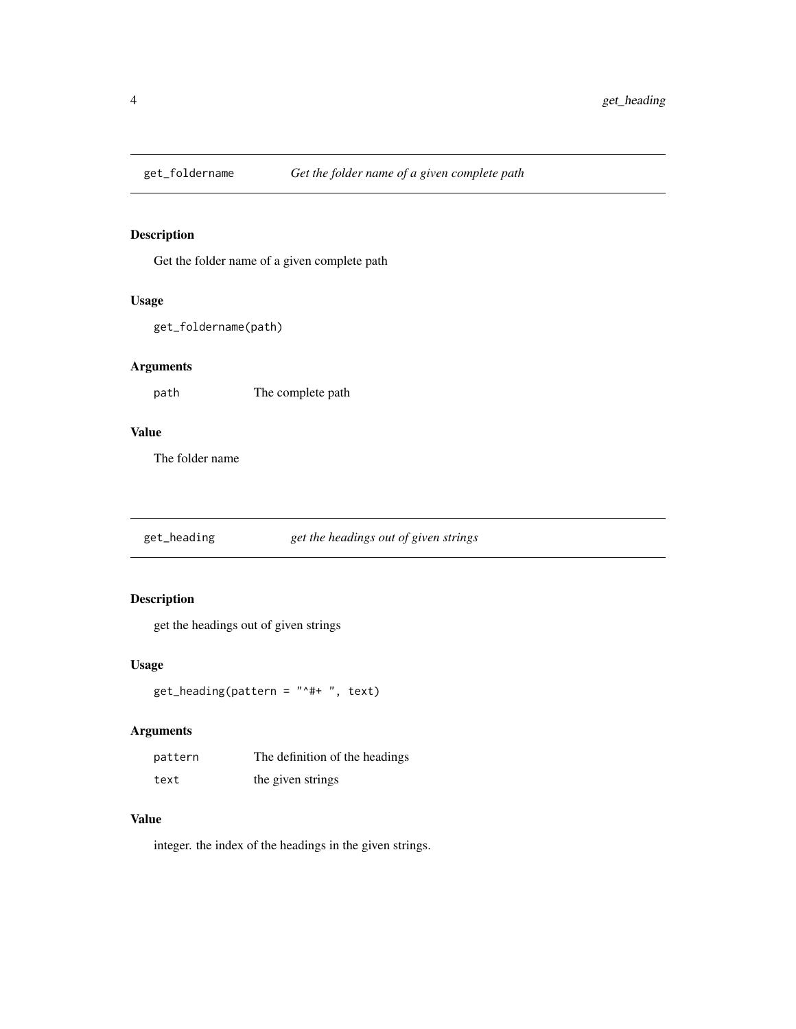## get_foldername *Get the folder name of a given complete path*

### Description

Get the folder name of a given complete path

### Usage

```
get_foldername(path)
```

### Arguments

| | |
|---|---|
| path | The complete path |

### Value

The folder name

## get_heading *get the headings out of given strings*

### Description

get the headings out of given strings

### Usage

```
get_heading(pattern = "^#+ ", text)
```

### Arguments

| | |
|---|---|
| pattern | The definition of the headings |
| text | the given strings |

### Value

integer. the index of the headings in the given strings.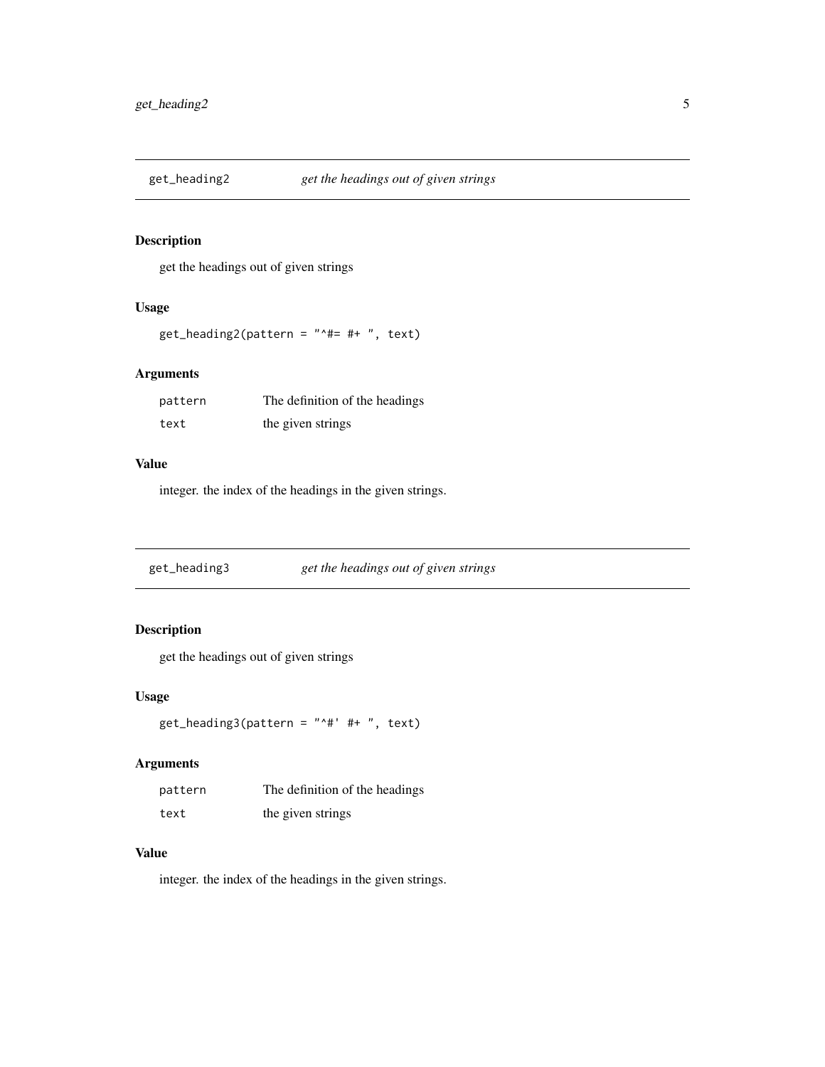## get_heading2 *get the headings out of given strings*

### Description

get the headings out of given strings

### Usage

```
get_heading2(pattern = "^#= #+ ", text)
```

### Arguments

| | |
|---|---|
| pattern | The definition of the headings |
| text | the given strings |

### Value

integer. the index of the headings in the given strings.

## get_heading3 *get the headings out of given strings*

### Description

get the headings out of given strings

### Usage

```
get_heading3(pattern = "^#' #+ ", text)
```

### Arguments

| | |
|---|---|
| pattern | The definition of the headings |
| text | the given strings |

### Value

integer. the index of the headings in the given strings.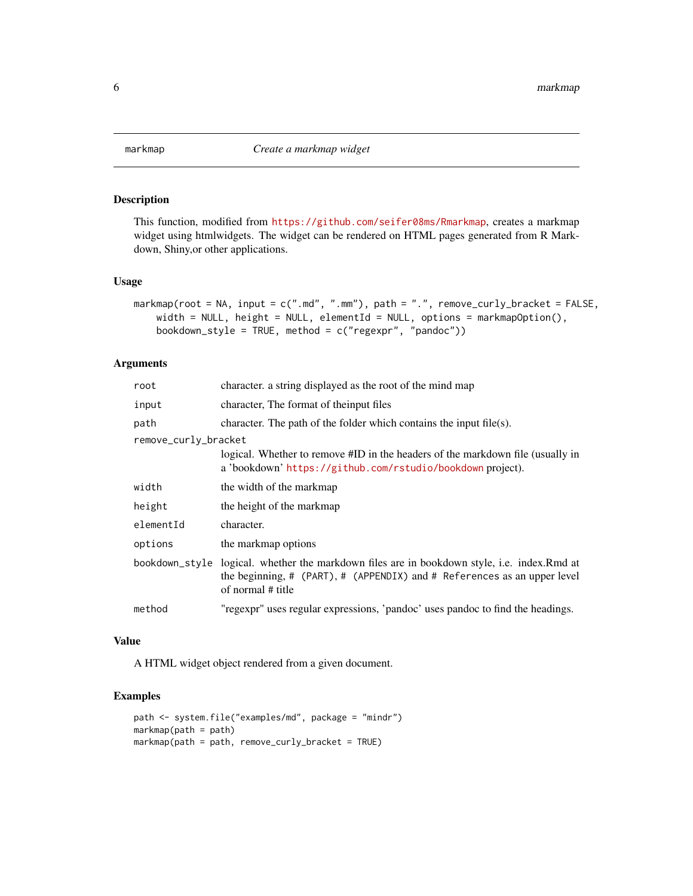markmap — *Create a markmap widget*

## Description

This function, modified from https://github.com/seifer08ms/Rmarkmap, creates a markmap widget using htmlwidgets. The widget can be rendered on HTML pages generated from R Markdown, Shiny,or other applications.

## Usage

```
markmap(root = NA, input = c(".md", ".mm"), path = ".", remove_curly_bracket = FALSE,
    width = NULL, height = NULL, elementId = NULL, options = markmapOption(),
    bookdown_style = TRUE, method = c("regexpr", "pandoc"))
```

## Arguments

| | |
|---|---|
| `root` | character. a string displayed as the root of the mind map |
| `input` | character, The format of theinput files |
| `path` | character. The path of the folder which contains the input file(s). |
| `remove_curly_bracket` | logical. Whether to remove #ID in the headers of the markdown file (usually in a 'bookdown' https://github.com/rstudio/bookdown project). |
| `width` | the width of the markmap |
| `height` | the height of the markmap |
| `elementId` | character. |
| `options` | the markmap options |
| `bookdown_style` | logical. whether the markdown files are in bookdown style, i.e. index.Rmd at the beginning, `# (PART)`, `# (APPENDIX)` and `# References` as an upper level of normal # title |
| `method` | "regexpr" uses regular expressions, 'pandoc' uses pandoc to find the headings. |

## Value

A HTML widget object rendered from a given document.

## Examples

```
path <- system.file("examples/md", package = "mindr")
markmap(path = path)
markmap(path = path, remove_curly_bracket = TRUE)
```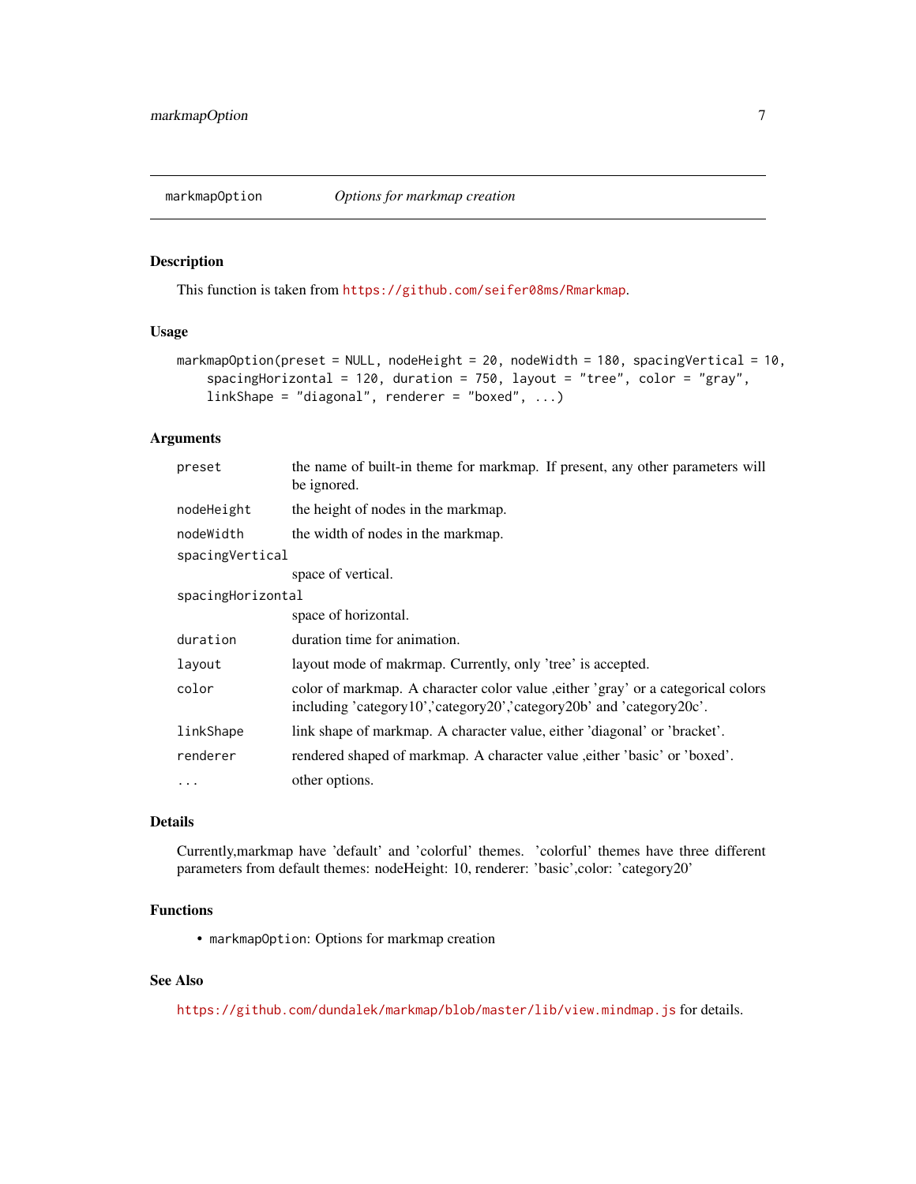## markmapOption — *Options for markmap creation*

### Description

This function is taken from https://github.com/seifer08ms/Rmarkmap.

### Usage

```
markmapOption(preset = NULL, nodeHeight = 20, nodeWidth = 180, spacingVertical = 10,
    spacingHorizontal = 120, duration = 750, layout = "tree", color = "gray",
    linkShape = "diagonal", renderer = "boxed", ...)
```

### Arguments

| Argument | Description |
|---|---|
| `preset` | the name of built-in theme for markmap. If present, any other parameters will be ignored. |
| `nodeHeight` | the height of nodes in the markmap. |
| `nodeWidth` | the width of nodes in the markmap. |
| `spacingVertical` | space of vertical. |
| `spacingHorizontal` | space of horizontal. |
| `duration` | duration time for animation. |
| `layout` | layout mode of makrmap. Currently, only 'tree' is accepted. |
| `color` | color of markmap. A character color value ,either 'gray' or a categorical colors including 'category10','category20','category20b' and 'category20c'. |
| `linkShape` | link shape of markmap. A character value, either 'diagonal' or 'bracket'. |
| `renderer` | rendered shaped of markmap. A character value ,either 'basic' or 'boxed'. |
| `...` | other options. |

### Details

Currently,markmap have 'default' and 'colorful' themes. 'colorful' themes have three different parameters from default themes: nodeHeight: 10, renderer: 'basic',color: 'category20'

### Functions

- `markmapOption`: Options for markmap creation

### See Also

https://github.com/dundalek/markmap/blob/master/lib/view.mindmap.js for details.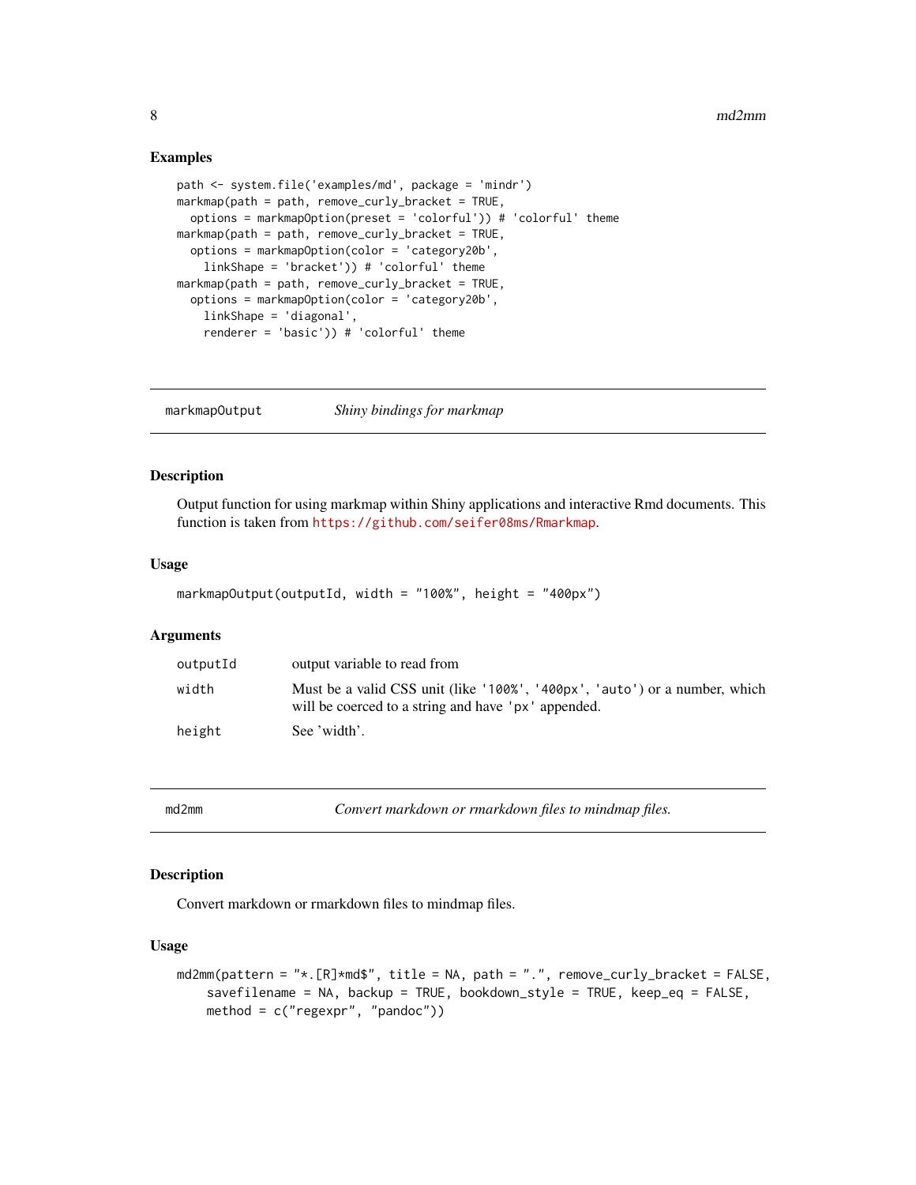## Examples

```
path <- system.file('examples/md', package = 'mindr')
markmap(path = path, remove_curly_bracket = TRUE,
  options = markmapOption(preset = 'colorful')) # 'colorful' theme
markmap(path = path, remove_curly_bracket = TRUE,
  options = markmapOption(color = 'category20b',
    linkShape = 'bracket')) # 'colorful' theme
markmap(path = path, remove_curly_bracket = TRUE,
  options = markmapOption(color = 'category20b',
    linkShape = 'diagonal',
    renderer = 'basic')) # 'colorful' theme
```

---

# markmapOutput — *Shiny bindings for markmap*

## Description

Output function for using markmap within Shiny applications and interactive Rmd documents. This function is taken from https://github.com/seifer08ms/Rmarkmap.

## Usage

```
markmapOutput(outputId, width = "100%", height = "400px")
```

## Arguments

| | |
|---|---|
| outputId | output variable to read from |
| width | Must be a valid CSS unit (like '100%', '400px', 'auto') or a number, which will be coerced to a string and have 'px' appended. |
| height | See 'width'. |

---

# md2mm — *Convert markdown or rmarkdown files to mindmap files.*

## Description

Convert markdown or rmarkdown files to mindmap files.

## Usage

```
md2mm(pattern = "*.[R]*md$", title = NA, path = ".", remove_curly_bracket = FALSE,
    savefilename = NA, backup = TRUE, bookdown_style = TRUE, keep_eq = FALSE,
    method = c("regexpr", "pandoc"))
```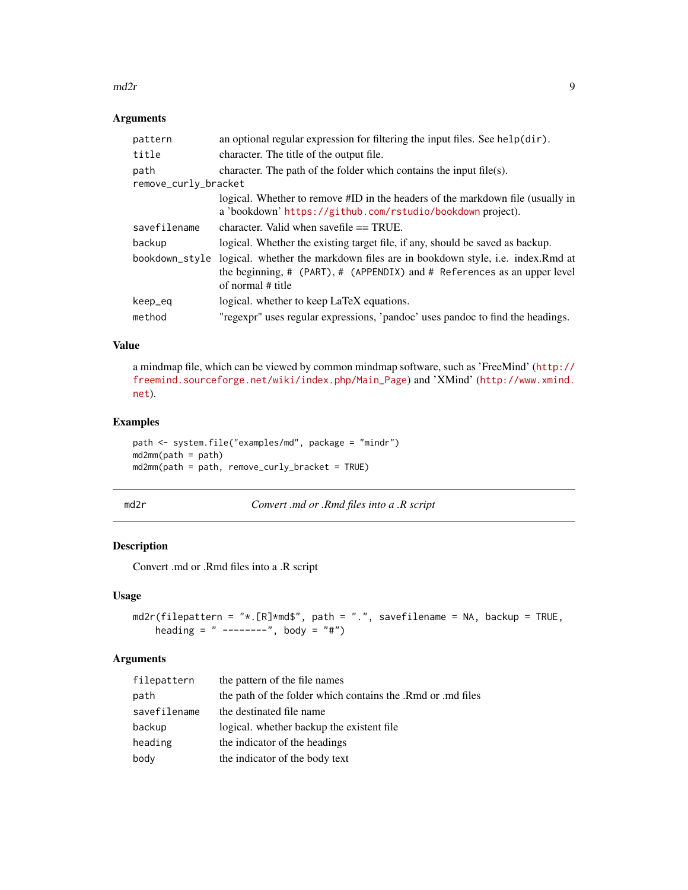### Arguments

| | |
|---|---|
| `pattern` | an optional regular expression for filtering the input files. See `help(dir)`. |
| `title` | character. The title of the output file. |
| `path` | character. The path of the folder which contains the input file(s). |
| `remove_curly_bracket` | logical. Whether to remove #ID in the headers of the markdown file (usually in a 'bookdown' https://github.com/rstudio/bookdown project). |
| `savefilename` | character. Valid when savefile == TRUE. |
| `backup` | logical. Whether the existing target file, if any, should be saved as backup. |
| `bookdown_style` | logical. whether the markdown files are in bookdown style, i.e. index.Rmd at the beginning, `# (PART)`, `# (APPENDIX)` and `# References` as an upper level of normal # title |
| `keep_eq` | logical. whether to keep LaTeX equations. |
| `method` | "regexpr" uses regular expressions, 'pandoc' uses pandoc to find the headings. |

### Value

a mindmap file, which can be viewed by common mindmap software, such as 'FreeMind' (http://freemind.sourceforge.net/wiki/index.php/Main_Page) and 'XMind' (http://www.xmind.net).

### Examples

```
path <- system.file("examples/md", package = "mindr")
md2mm(path = path)
md2mm(path = path, remove_curly_bracket = TRUE)
```

---

## md2r — *Convert .md or .Rmd files into a .R script*

### Description

Convert .md or .Rmd files into a .R script

### Usage

```
md2r(filepattern = "*.[R]*md$", path = ".", savefilename = NA, backup = TRUE,
    heading = " --------", body = "#")
```

### Arguments

| | |
|---|---|
| `filepattern` | the pattern of the file names |
| `path` | the path of the folder which contains the .Rmd or .md files |
| `savefilename` | the destinated file name |
| `backup` | logical. whether backup the existent file |
| `heading` | the indicator of the headings |
| `body` | the indicator of the body text |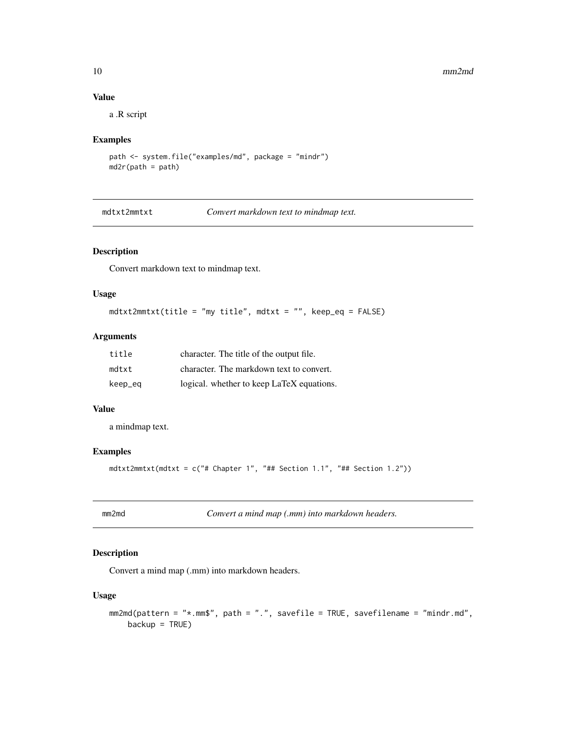### Value

a .R script

### Examples

```
path <- system.file("examples/md", package = "mindr")
md2r(path = path)
```

## mdtxt2mmtxt *Convert markdown text to mindmap text.*

### Description

Convert markdown text to mindmap text.

### Usage

```
mdtxt2mmtxt(title = "my title", mdtxt = "", keep_eq = FALSE)
```

### Arguments

| | |
|---|---|
| title | character. The title of the output file. |
| mdtxt | character. The markdown text to convert. |
| keep_eq | logical. whether to keep LaTeX equations. |

### Value

a mindmap text.

### Examples

```
mdtxt2mmtxt(mdtxt = c("# Chapter 1", "## Section 1.1", "## Section 1.2"))
```

## mm2md *Convert a mind map (.mm) into markdown headers.*

### Description

Convert a mind map (.mm) into markdown headers.

### Usage

```
mm2md(pattern = "*.mm$", path = ".", savefile = TRUE, savefilename = "mindr.md",
    backup = TRUE)
```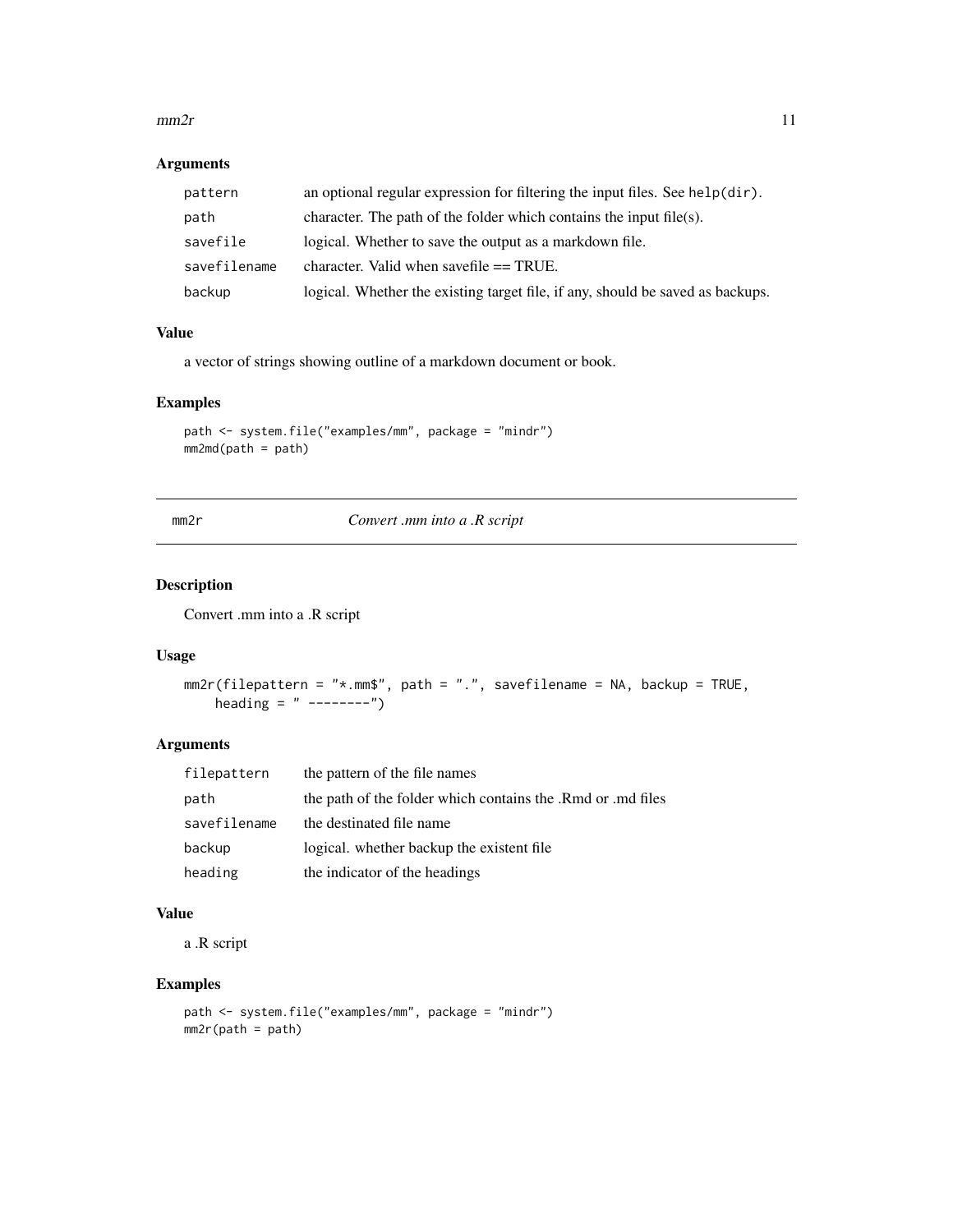### Arguments

| | |
|---|---|
| pattern | an optional regular expression for filtering the input files. See help(dir). |
| path | character. The path of the folder which contains the input file(s). |
| savefile | logical. Whether to save the output as a markdown file. |
| savefilename | character. Valid when savefile == TRUE. |
| backup | logical. Whether the existing target file, if any, should be saved as backups. |

### Value

a vector of strings showing outline of a markdown document or book.

### Examples

```
path <- system.file("examples/mm", package = "mindr")
mm2md(path = path)
```

---

## mm2r — *Convert .mm into a .R script*

### Description

Convert .mm into a .R script

### Usage

```
mm2r(filepattern = "*.mm$", path = ".", savefilename = NA, backup = TRUE,
    heading = " --------")
```

### Arguments

| | |
|---|---|
| filepattern | the pattern of the file names |
| path | the path of the folder which contains the .Rmd or .md files |
| savefilename | the destinated file name |
| backup | logical. whether backup the existent file |
| heading | the indicator of the headings |

### Value

a .R script

### Examples

```
path <- system.file("examples/mm", package = "mindr")
mm2r(path = path)
```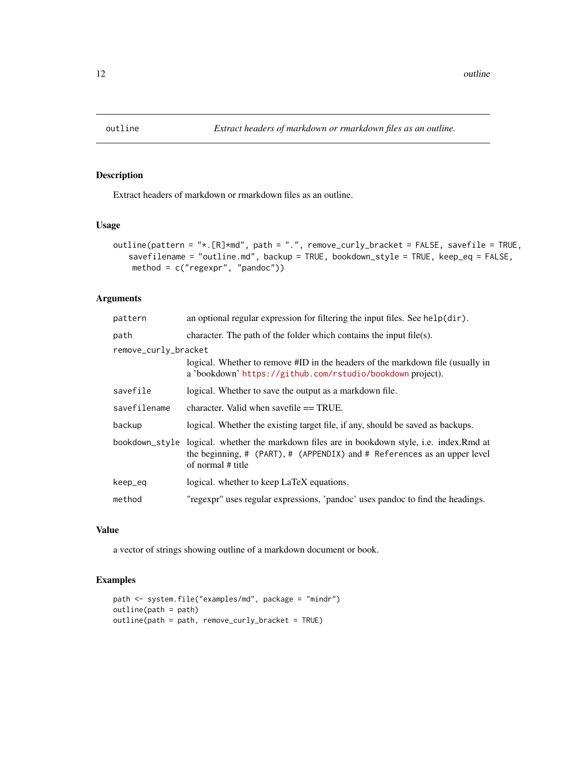## outline — *Extract headers of markdown or rmarkdown files as an outline.*

### Description

Extract headers of markdown or rmarkdown files as an outline.

### Usage

```
outline(pattern = "*.[R]*md", path = ".", remove_curly_bracket = FALSE, savefile = TRUE,
   savefilename = "outline.md", backup = TRUE, bookdown_style = TRUE, keep_eq = FALSE,
    method = c("regexpr", "pandoc"))
```

### Arguments

| Argument | Description |
|---|---|
| `pattern` | an optional regular expression for filtering the input files. See `help(dir)`. |
| `path` | character. The path of the folder which contains the input file(s). |
| `remove_curly_bracket` | logical. Whether to remove #ID in the headers of the markdown file (usually in a 'bookdown' https://github.com/rstudio/bookdown project). |
| `savefile` | logical. Whether to save the output as a markdown file. |
| `savefilename` | character. Valid when savefile == TRUE. |
| `backup` | logical. Whether the existing target file, if any, should be saved as backups. |
| `bookdown_style` | logical. whether the markdown files are in bookdown style, i.e. index.Rmd at the beginning, `# (PART)`, `# (APPENDIX)` and `# References` as an upper level of normal # title |
| `keep_eq` | logical. whether to keep LaTeX equations. |
| `method` | "regexpr" uses regular expressions, 'pandoc' uses pandoc to find the headings. |

### Value

a vector of strings showing outline of a markdown document or book.

### Examples

```
path <- system.file("examples/md", package = "mindr")
outline(path = path)
outline(path = path, remove_curly_bracket = TRUE)
```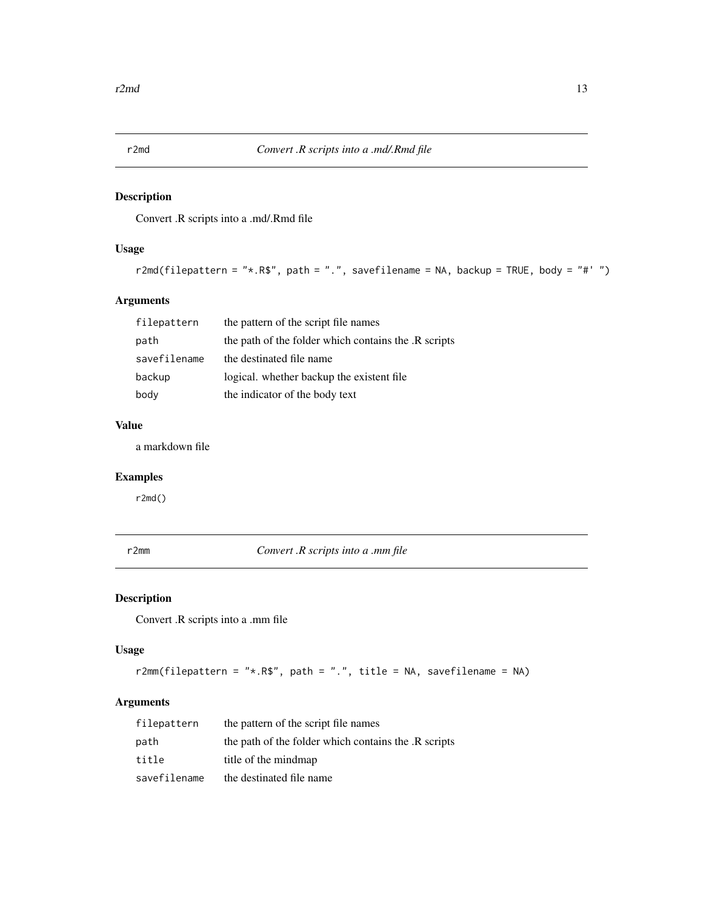## r2md — *Convert .R scripts into a .md/.Rmd file*

### Description

Convert .R scripts into a .md/.Rmd file

### Usage

```
r2md(filepattern = "*.R$", path = ".", savefilename = NA, backup = TRUE, body = "#' ")
```

### Arguments

| | |
|---|---|
| filepattern | the pattern of the script file names |
| path | the path of the folder which contains the .R scripts |
| savefilename | the destinated file name |
| backup | logical. whether backup the existent file |
| body | the indicator of the body text |

### Value

a markdown file

### Examples

```
r2md()
```

## r2mm — *Convert .R scripts into a .mm file*

### Description

Convert .R scripts into a .mm file

### Usage

```
r2mm(filepattern = "*.R$", path = ".", title = NA, savefilename = NA)
```

### Arguments

| | |
|---|---|
| filepattern | the pattern of the script file names |
| path | the path of the folder which contains the .R scripts |
| title | title of the mindmap |
| savefilename | the destinated file name |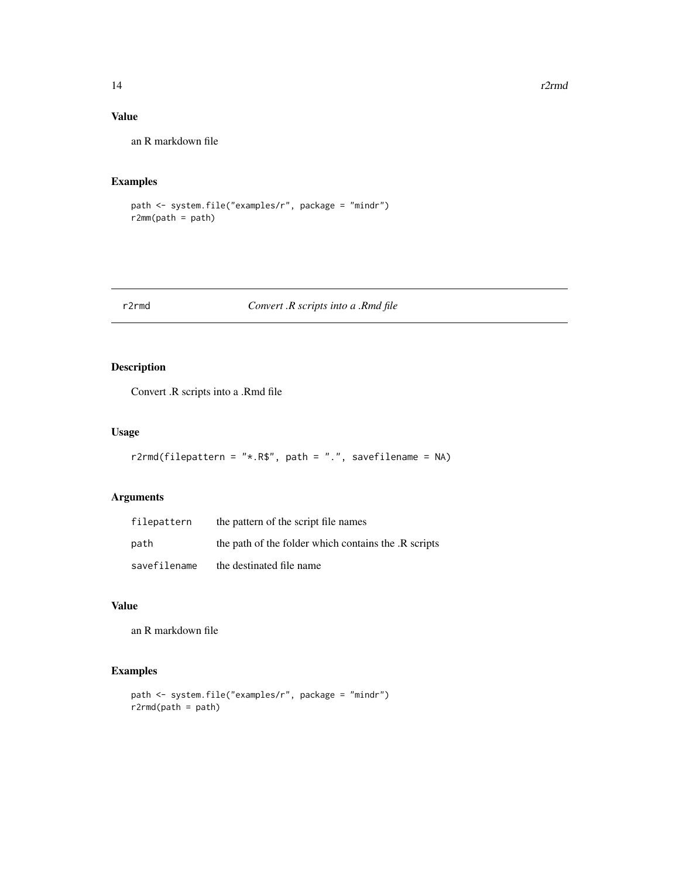## Value

an R markdown file

## Examples

```
path <- system.file("examples/r", package = "mindr")
r2mm(path = path)
```

---

# r2rmd — *Convert .R scripts into a .Rmd file*

## Description

Convert .R scripts into a .Rmd file

## Usage

```
r2rmd(filepattern = "*.R$", path = ".", savefilename = NA)
```

## Arguments

| | |
|---|---|
| filepattern | the pattern of the script file names |
| path | the path of the folder which contains the .R scripts |
| savefilename | the destinated file name |

## Value

an R markdown file

## Examples

```
path <- system.file("examples/r", package = "mindr")
r2rmd(path = path)
```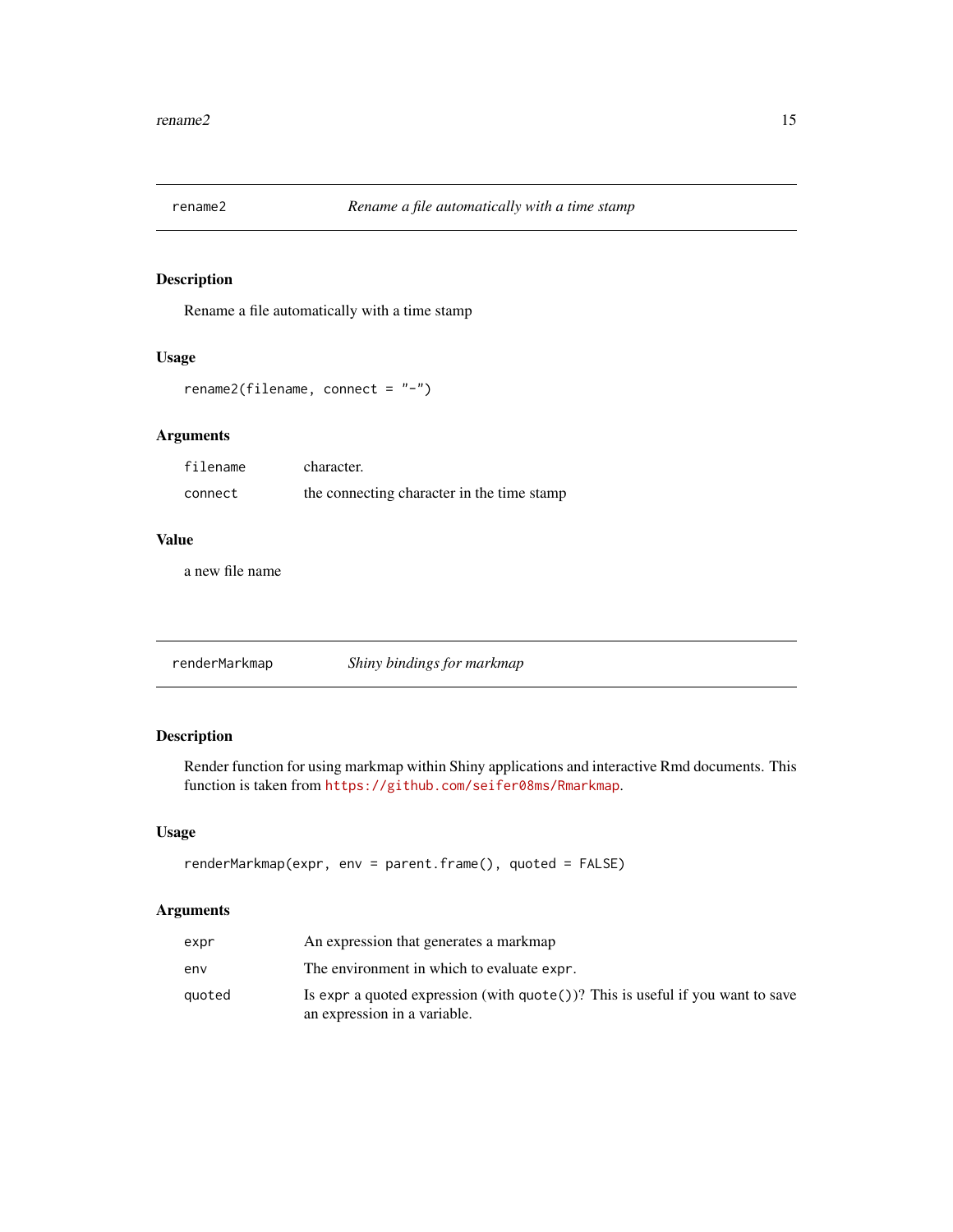## rename2 — *Rename a file automatically with a time stamp*

### Description

Rename a file automatically with a time stamp

### Usage

```
rename2(filename, connect = "-")
```

### Arguments

| | |
|---|---|
| `filename` | character. |
| `connect` | the connecting character in the time stamp |

### Value

a new file name

## renderMarkmap — *Shiny bindings for markmap*

### Description

Render function for using markmap within Shiny applications and interactive Rmd documents. This function is taken from https://github.com/seifer08ms/Rmarkmap.

### Usage

```
renderMarkmap(expr, env = parent.frame(), quoted = FALSE)
```

### Arguments

| | |
|---|---|
| `expr` | An expression that generates a markmap |
| `env` | The environment in which to evaluate `expr`. |
| `quoted` | Is `expr` a quoted expression (with `quote()`)? This is useful if you want to save an expression in a variable. |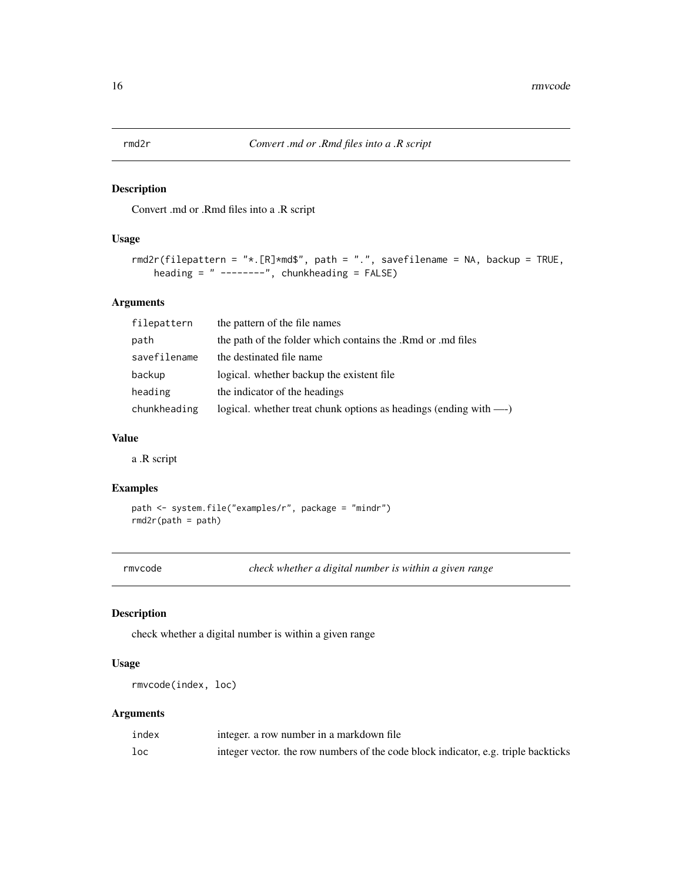## rmd2r — *Convert .md or .Rmd files into a .R script*

### Description

Convert .md or .Rmd files into a .R script

### Usage

```
rmd2r(filepattern = "*.[R]*md$", path = ".", savefilename = NA, backup = TRUE,
    heading = " --------", chunkheading = FALSE)
```

### Arguments

| | |
|---|---|
| `filepattern` | the pattern of the file names |
| `path` | the path of the folder which contains the .Rmd or .md files |
| `savefilename` | the destinated file name |
| `backup` | logical. whether backup the existent file |
| `heading` | the indicator of the headings |
| `chunkheading` | logical. whether treat chunk options as headings (ending with —-) |

### Value

a .R script

### Examples

```
path <- system.file("examples/r", package = "mindr")
rmd2r(path = path)
```

## rmvcode — *check whether a digital number is within a given range*

### Description

check whether a digital number is within a given range

### Usage

```
rmvcode(index, loc)
```

### Arguments

| | |
|---|---|
| `index` | integer. a row number in a markdown file |
| `loc` | integer vector. the row numbers of the code block indicator, e.g. triple backticks |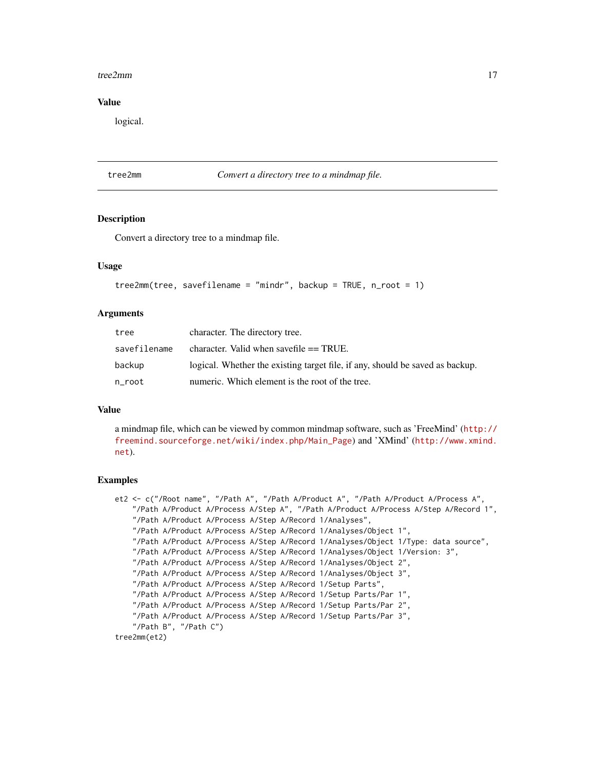## Value

logical.

---

# tree2mm — *Convert a directory tree to a mindmap file.*

## Description

Convert a directory tree to a mindmap file.

## Usage

```
tree2mm(tree, savefilename = "mindr", backup = TRUE, n_root = 1)
```

## Arguments

| Argument | Description |
|---|---|
| `tree` | character. The directory tree. |
| `savefilename` | character. Valid when savefile == TRUE. |
| `backup` | logical. Whether the existing target file, if any, should be saved as backup. |
| `n_root` | numeric. Which element is the root of the tree. |

## Value

a mindmap file, which can be viewed by common mindmap software, such as 'FreeMind' (http://freemind.sourceforge.net/wiki/index.php/Main_Page) and 'XMind' (http://www.xmind.net).

## Examples

```
et2 <- c("/Root name", "/Path A", "/Path A/Product A", "/Path A/Product A/Process A",
    "/Path A/Product A/Process A/Step A", "/Path A/Product A/Process A/Step A/Record 1",
    "/Path A/Product A/Process A/Step A/Record 1/Analyses",
    "/Path A/Product A/Process A/Step A/Record 1/Analyses/Object 1",
    "/Path A/Product A/Process A/Step A/Record 1/Analyses/Object 1/Type: data source",
    "/Path A/Product A/Process A/Step A/Record 1/Analyses/Object 1/Version: 3",
    "/Path A/Product A/Process A/Step A/Record 1/Analyses/Object 2",
    "/Path A/Product A/Process A/Step A/Record 1/Analyses/Object 3",
    "/Path A/Product A/Process A/Step A/Record 1/Setup Parts",
    "/Path A/Product A/Process A/Step A/Record 1/Setup Parts/Par 1",
    "/Path A/Product A/Process A/Step A/Record 1/Setup Parts/Par 2",
    "/Path A/Product A/Process A/Step A/Record 1/Setup Parts/Par 3",
    "/Path B", "/Path C")
tree2mm(et2)
```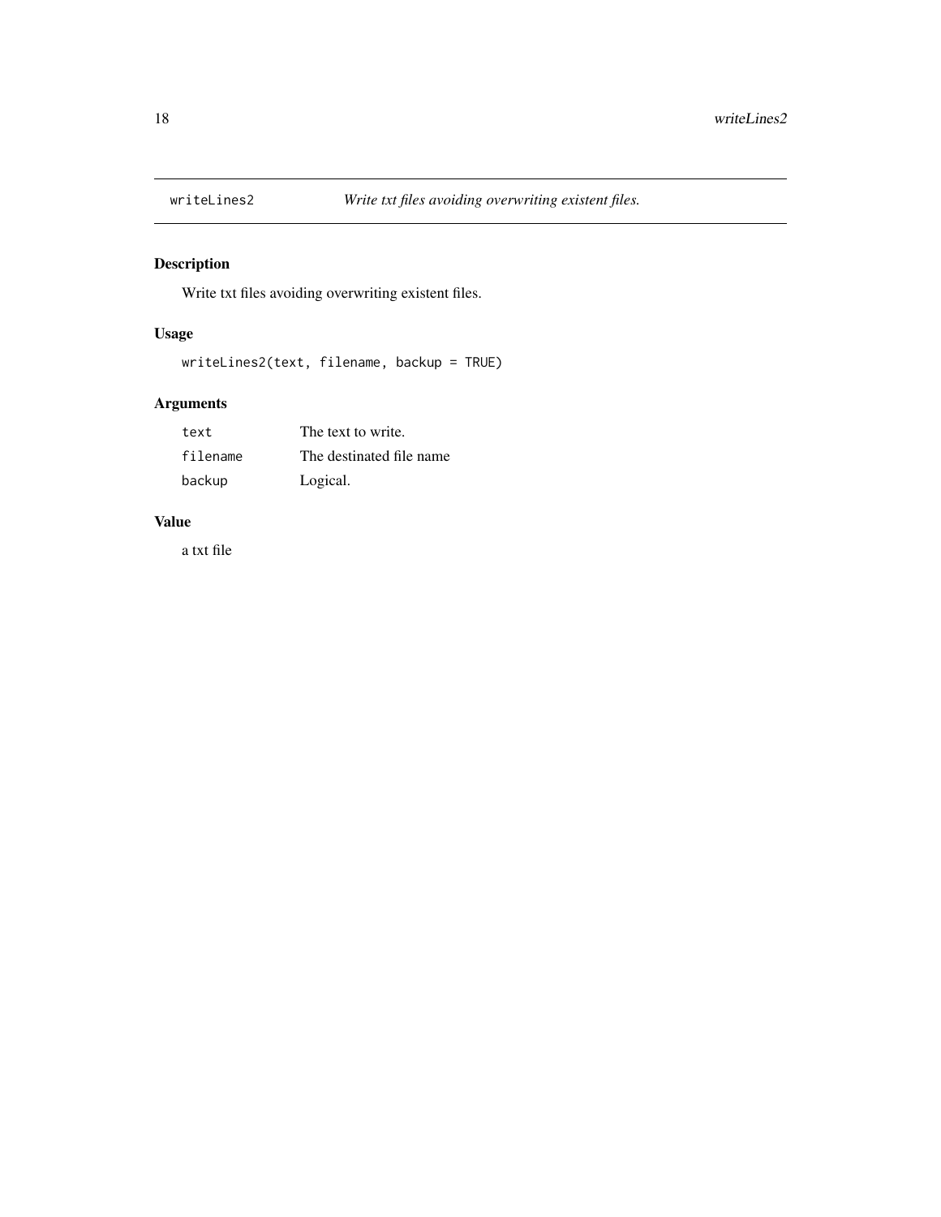## writeLines2 — *Write txt files avoiding overwriting existent files.*

### Description

Write txt files avoiding overwriting existent files.

### Usage

```
writeLines2(text, filename, backup = TRUE)
```

### Arguments

| | |
|---|---|
| `text` | The text to write. |
| `filename` | The destinated file name |
| `backup` | Logical. |

### Value

a txt file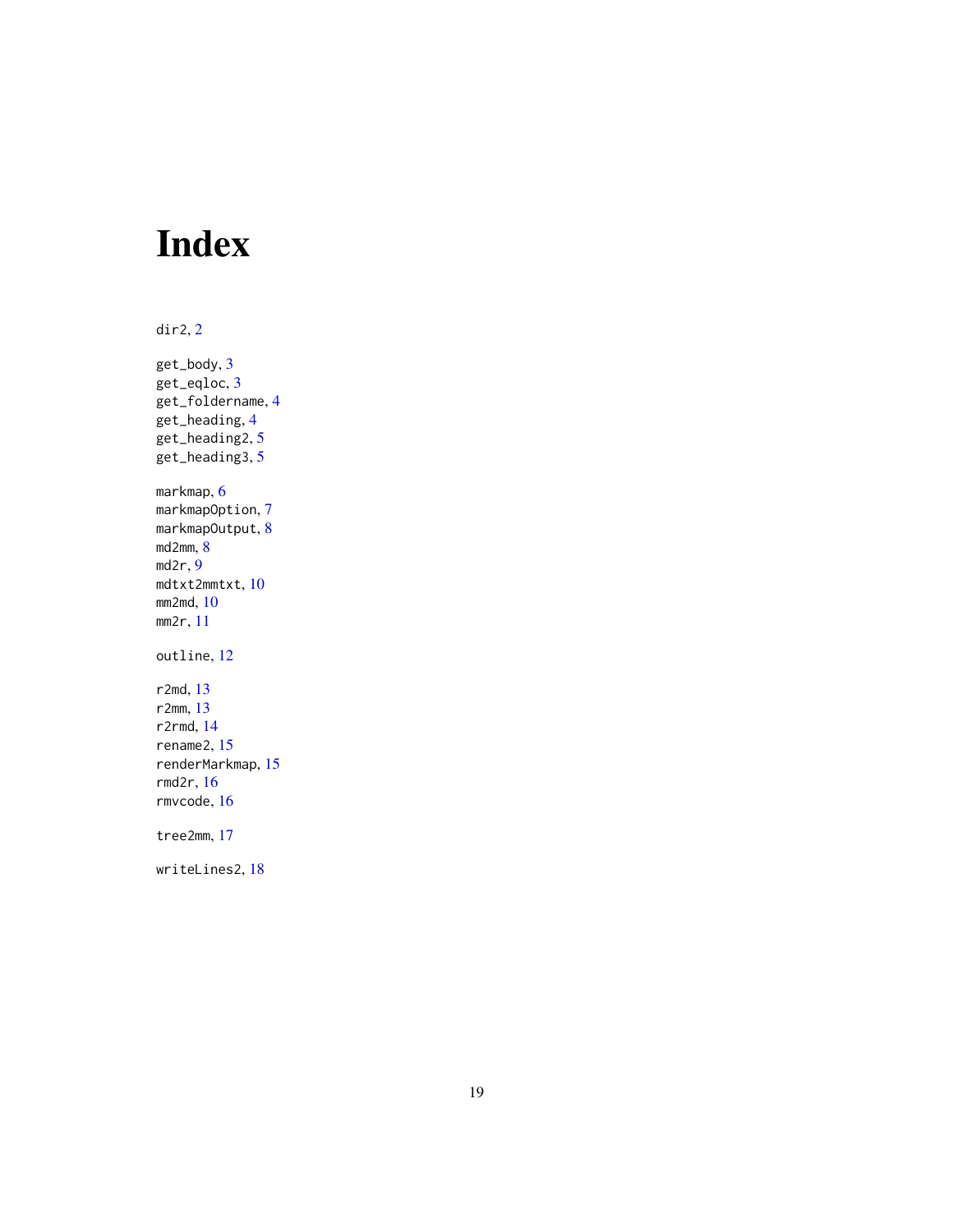# Index

dir2, 2

get_body, 3
get_eqloc, 3
get_foldername, 4
get_heading, 4
get_heading2, 5
get_heading3, 5

markmap, 6
markmapOption, 7
markmapOutput, 8
md2mm, 8
md2r, 9
mdtxt2mmtxt, 10
mm2md, 10
mm2r, 11

outline, 12

r2md, 13
r2mm, 13
r2rmd, 14
rename2, 15
renderMarkmap, 15
rmd2r, 16
rmvcode, 16

tree2mm, 17

writeLines2, 18